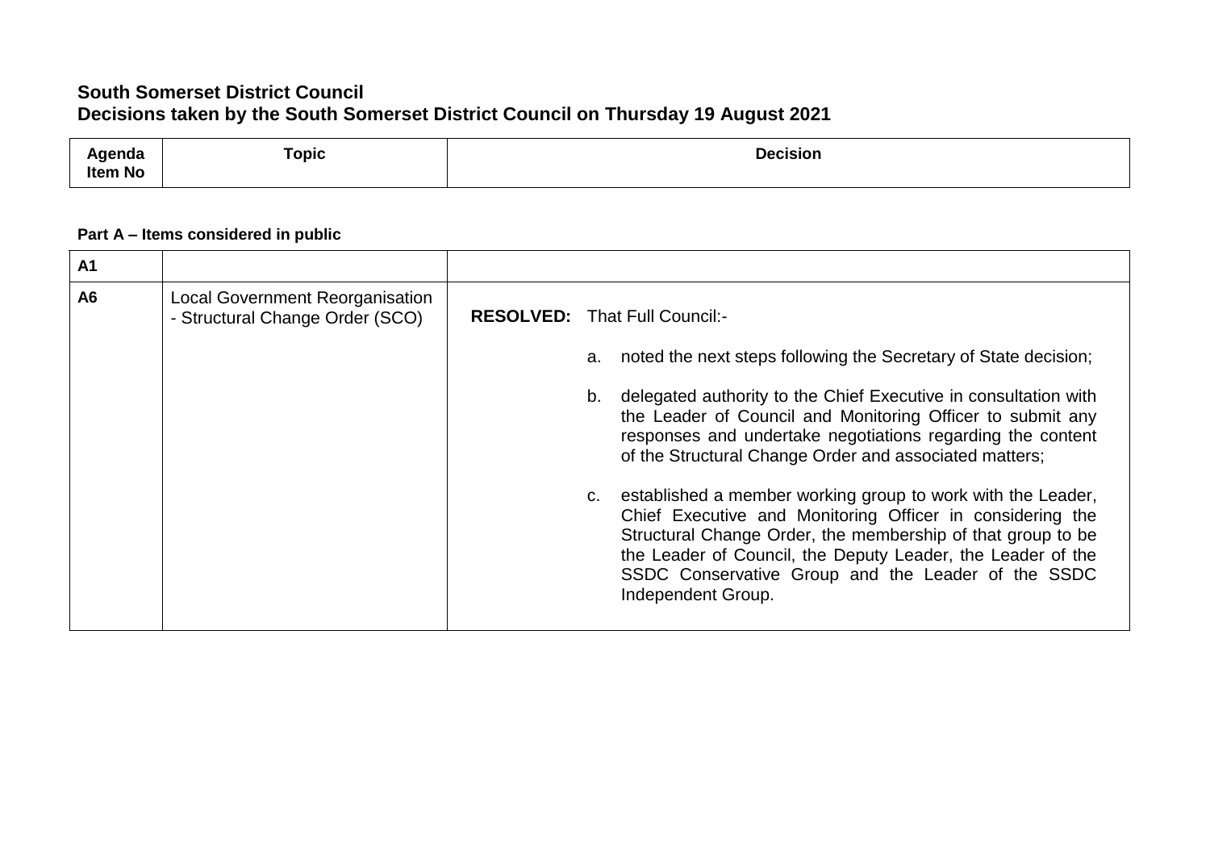**South Somerset District Council**
**Decisions taken by the South Somerset District Council on Thursday 19 August 2021**

| Agenda Item No | Topic | Decision |
|---|---|---|

**Part A – Items considered in public**

| | | |
|---|---|---|
| **A1** | | |
| **A6** | Local Government Reorganisation - Structural Change Order (SCO) | **RESOLVED:** That Full Council:-<br><br>a. noted the next steps following the Secretary of State decision;<br><br>b. delegated authority to the Chief Executive in consultation with the Leader of Council and Monitoring Officer to submit any responses and undertake negotiations regarding the content of the Structural Change Order and associated matters;<br><br>c. established a member working group to work with the Leader, Chief Executive and Monitoring Officer in considering the Structural Change Order, the membership of that group to be the Leader of Council, the Deputy Leader, the Leader of the SSDC Conservative Group and the Leader of the SSDC Independent Group. |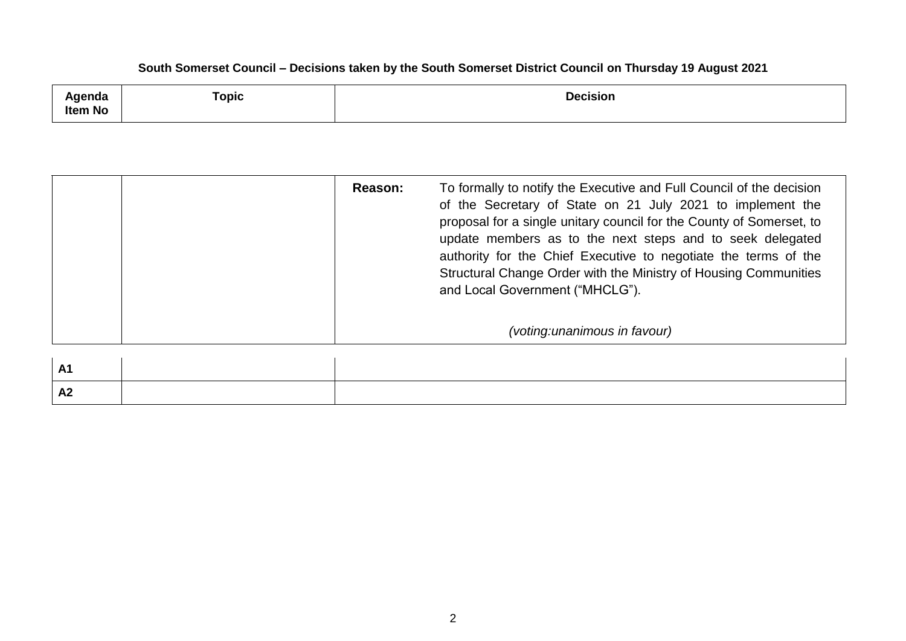**South Somerset Council – Decisions taken by the South Somerset District Council on Thursday 19 August 2021**

| Agenda Item No | Topic | Decision |
|---|---|---|
| | | **Reason:** To formally to notify the Executive and Full Council of the decision of the Secretary of State on 21 July 2021 to implement the proposal for a single unitary council for the County of Somerset, to update members as to the next steps and to seek delegated authority for the Chief Executive to negotiate the terms of the Structural Change Order with the Ministry of Housing Communities and Local Government ("MHCLG").<br><br>*(voting:unanimous in favour)* |
| **A1** | | |
| **A2** | | |